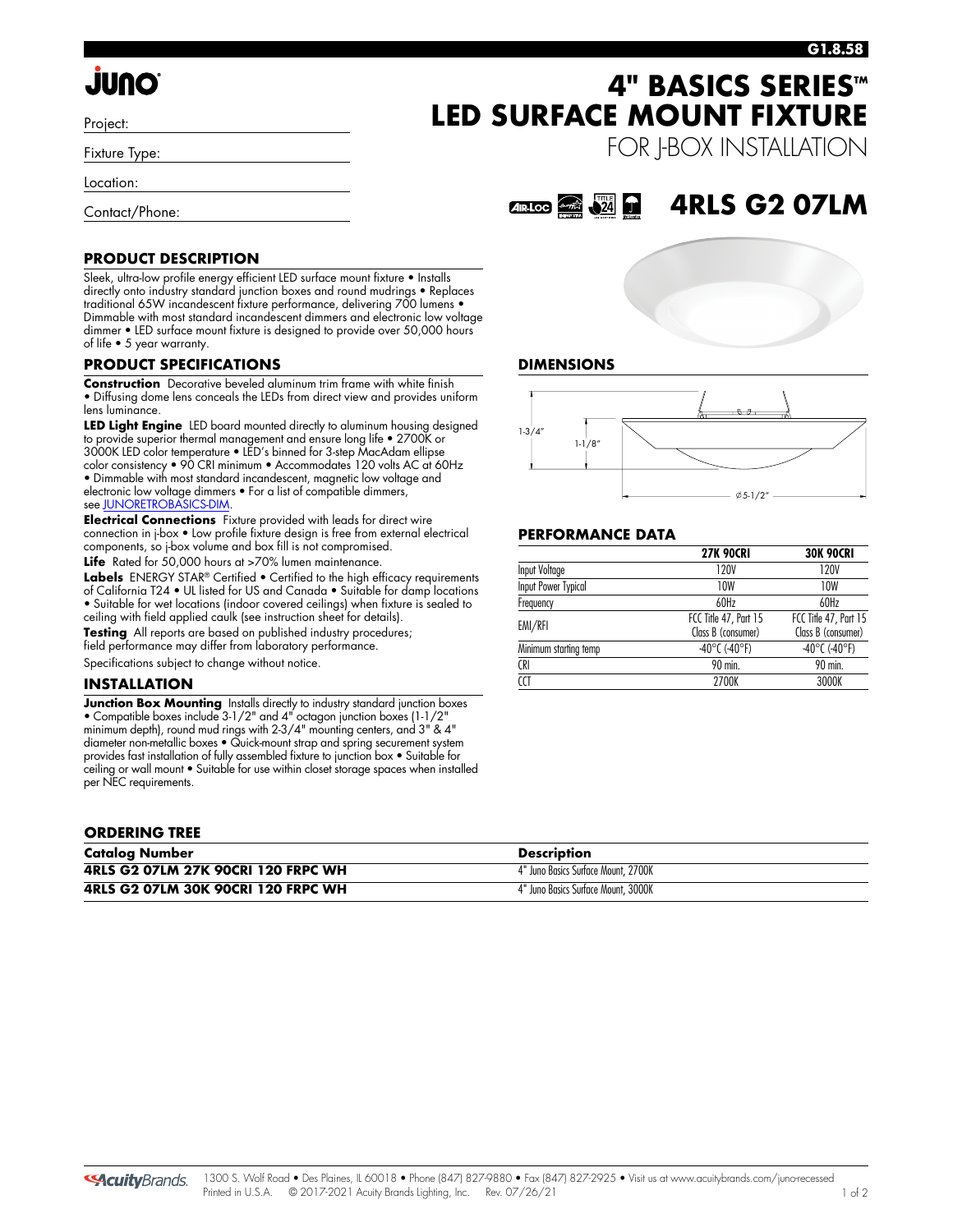G1.8.58

JUNO

Project:

Fixture Type:

Location:

Contact/Phone:

# 4" BASICS SERIES™ LED SURFACE MOUNT FIXTURE

FOR J-BOX INSTALLATION

# 4RLS G2 07LM

## PRODUCT DESCRIPTION

Sleek, ultra-low profile energy efficient LED surface mount fixture • Installs directly onto industry standard junction boxes and round mudrings • Replaces traditional 65W incandescent fixture performance, delivering 700 lumens • Dimmable with most standard incandescent dimmers and electronic low voltage dimmer • LED surface mount fixture is designed to provide over 50,000 hours of life • 5 year warranty.

## PRODUCT SPECIFICATIONS

**Construction** Decorative beveled aluminum trim frame with white finish • Diffusing dome lens conceals the LEDs from direct view and provides uniform lens luminance.

**LED Light Engine** LED board mounted directly to aluminum housing designed to provide superior thermal management and ensure long life • 2700K or 3000K LED color temperature • LED's binned for 3-step MacAdam ellipse color consistency • 90 CRI minimum • Accommodates 120 volts AC at 60Hz • Dimmable with most standard incandescent, magnetic low voltage and electronic low voltage dimmers • For a list of compatible dimmers, see JUNORETROBASICS-DIM.

**Electrical Connections** Fixture provided with leads for direct wire connection in j-box • Low profile fixture design is free from external electrical components, so j-box volume and box fill is not compromised.

**Life** Rated for 50,000 hours at >70% lumen maintenance.

**Labels** ENERGY STAR® Certified • Certified to the high efficacy requirements of California T24 • UL listed for US and Canada • Suitable for damp locations • Suitable for wet locations (indoor covered ceilings) when fixture is sealed to ceiling with field applied caulk (see instruction sheet for details).

**Testing** All reports are based on published industry procedures; field performance may differ from laboratory performance.

Specifications subject to change without notice.

## INSTALLATION

**Junction Box Mounting** Installs directly to industry standard junction boxes • Compatible boxes include 3-1/2" and 4" octagon junction boxes (1-1/2" minimum depth), round mud rings with 2-3/4" mounting centers, and 3" & 4" diameter non-metallic boxes • Quick-mount strap and spring securement system provides fast installation of fully assembled fixture to junction box • Suitable for ceiling or wall mount • Suitable for use within closet storage spaces when installed per NEC requirements.

## DIMENSIONS

1-3/4"

1-1/8"

Ø5-1/2"

## PERFORMANCE DATA

| | 27K 90CRI | 30K 90CRI |
|---|---|---|
| Input Voltage | 120V | 120V |
| Input Power Typical | 10W | 10W |
| Frequency | 60Hz | 60Hz |
| EMI/RFI | FCC Title 47, Part 15 Class B (consumer) | FCC Title 47, Part 15 Class B (consumer) |
| Minimum starting temp | -40°C (-40°F) | -40°C (-40°F) |
| CRI | 90 min. | 90 min. |
| CCT | 2700K | 3000K |

## ORDERING TREE

| Catalog Number | Description |
|---|---|
| **4RLS G2 07LM 27K 90CRI 120 FRPC WH** | 4" Juno Basics Surface Mount, 2700K |
| **4RLS G2 07LM 30K 90CRI 120 FRPC WH** | 4" Juno Basics Surface Mount, 3000K |

AcuityBrands. 1300 S. Wolf Road • Des Plaines, IL 60018 • Phone (847) 827-9880 • Fax (847) 827-2925 • Visit us at www.acuitybrands.com/juno-recessed
Printed in U.S.A. © 2017-2021 Acuity Brands Lighting, Inc. Rev. 07/26/21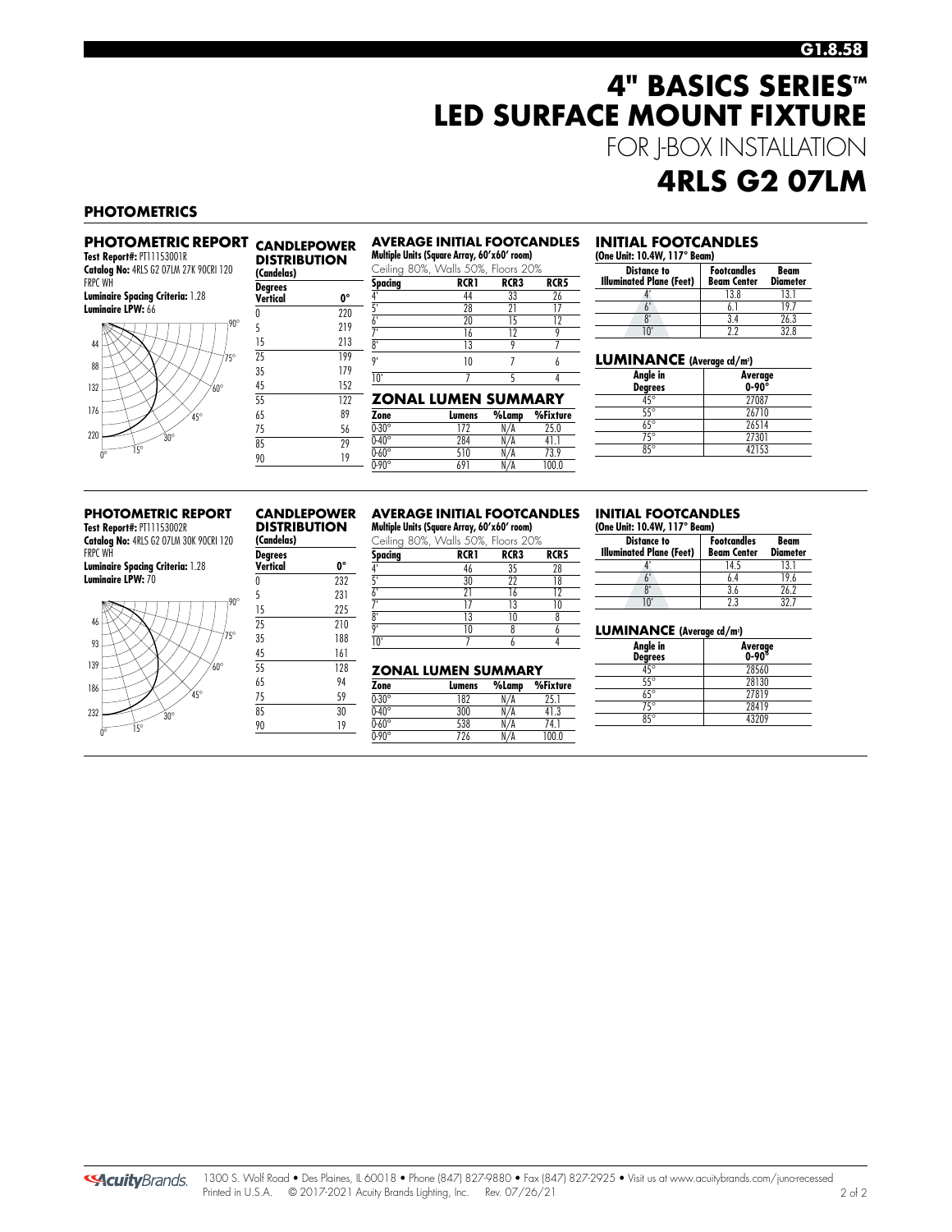# 4" BASICS SERIES™ LED SURFACE MOUNT FIXTURE

FOR J-BOX INSTALLATION

# 4RLS G2 07LM

## PHOTOMETRICS

### PHOTOMETRIC REPORT

**Test Report#:** PT11153001R
**Catalog No:** 4RLS G2 07LM 27K 90CRI 120 FRPC WH
**Luminaire Spacing Criteria:** 1.28
**Luminaire LPW:** 66

44
88
132
176
220
0°
15°
30°
45°
60°
75°
90°

### CANDLEPOWER DISTRIBUTION

**(Candelas)**

| Degrees Vertical | 0° |
|---|---|
| 0 | 220 |
| 5 | 219 |
| 15 | 213 |
| 25 | 199 |
| 35 | 179 |
| 45 | 152 |
| 55 | 122 |
| 65 | 89 |
| 75 | 56 |
| 85 | 29 |
| 90 | 19 |

### AVERAGE INITIAL FOOTCANDLES

**Multiple Units (Square Array, 60'x60' room)**
Ceiling 80%, Walls 50%, Floors 20%

| Spacing | RCR1 | RCR3 | RCR5 |
|---|---|---|---|
| 4' | 44 | 33 | 26 |
| 5' | 28 | 21 | 17 |
| 6' | 20 | 15 | 12 |
| 7' | 16 | 12 | 9 |
| 8' | 13 | 9 | 7 |
| 9' | 10 | 7 | 6 |
| 10' | 7 | 5 | 4 |

### ZONAL LUMEN SUMMARY

| Zone | Lumens | %Lamp | %Fixture |
|---|---|---|---|
| 0-30° | 172 | N/A | 25.0 |
| 0-40° | 284 | N/A | 41.1 |
| 0-60° | 510 | N/A | 73.9 |
| 0-90° | 691 | N/A | 100.0 |

### INITIAL FOOTCANDLES

**(One Unit: 10.4W, 117° Beam)**

| Distance to Illuminated Plane (Feet) | Footcandles Beam Center | Beam Diameter |
|---|---|---|
| 4' | 13.8 | 13.1 |
| 6' | 6.1 | 19.7 |
| 8' | 3.4 | 26.3 |
| 10' | 2.2 | 32.8 |

### LUMINANCE (Average cd/m²)

| Angle in Degrees | Average 0-90° |
|---|---|
| 45° | 27087 |
| 55° | 26710 |
| 65° | 26514 |
| 75° | 27301 |
| 85° | 42153 |

### PHOTOMETRIC REPORT

**Test Report#:** PT11153002R
**Catalog No:** 4RLS G2 07LM 30K 90CRI 120 FRPC WH
**Luminaire Spacing Criteria:** 1.28
**Luminaire LPW:** 70

46
93
139
186
232
0°
15°
30°
45°
60°
75°
90°

### CANDLEPOWER DISTRIBUTION

**(Candelas)**

| Degrees Vertical | 0° |
|---|---|
| 0 | 232 |
| 5 | 231 |
| 15 | 225 |
| 25 | 210 |
| 35 | 188 |
| 45 | 161 |
| 55 | 128 |
| 65 | 94 |
| 75 | 59 |
| 85 | 30 |
| 90 | 19 |

### AVERAGE INITIAL FOOTCANDLES

**Multiple Units (Square Array, 60'x60' room)**
Ceiling 80%, Walls 50%, Floors 20%

| Spacing | RCR1 | RCR3 | RCR5 |
|---|---|---|---|
| 4' | 46 | 35 | 28 |
| 5' | 30 | 22 | 18 |
| 6' | 21 | 16 | 12 |
| 7' | 17 | 13 | 10 |
| 8' | 13 | 10 | 8 |
| 9' | 10 | 8 | 6 |
| 10' | 7 | 6 | 4 |

### ZONAL LUMEN SUMMARY

| Zone | Lumens | %Lamp | %Fixture |
|---|---|---|---|
| 0-30° | 182 | N/A | 25.1 |
| 0-40° | 300 | N/A | 41.3 |
| 0-60° | 538 | N/A | 74.1 |
| 0-90° | 726 | N/A | 100.0 |

### INITIAL FOOTCANDLES

**(One Unit: 10.4W, 117° Beam)**

| Distance to Illuminated Plane (Feet) | Footcandles Beam Center | Beam Diameter |
|---|---|---|
| 4' | 14.5 | 13.1 |
| 6' | 6.4 | 19.6 |
| 8' | 3.6 | 26.2 |
| 10' | 2.3 | 32.7 |

### LUMINANCE (Average cd/m²)

| Angle in Degrees | Average 0-90° |
|---|---|
| 45° | 28560 |
| 55° | 28130 |
| 65° | 27819 |
| 75° | 28419 |
| 85° | 43209 |

AcuityBrands. 1300 S. Wolf Road • Des Plaines, IL 60018 • Phone (847) 827-9880 • Fax (847) 827-2925 • Visit us at www.acuitybrands.com/juno-recessed
Printed in U.S.A. © 2017-2021 Acuity Brands Lighting, Inc. Rev. 07/26/21